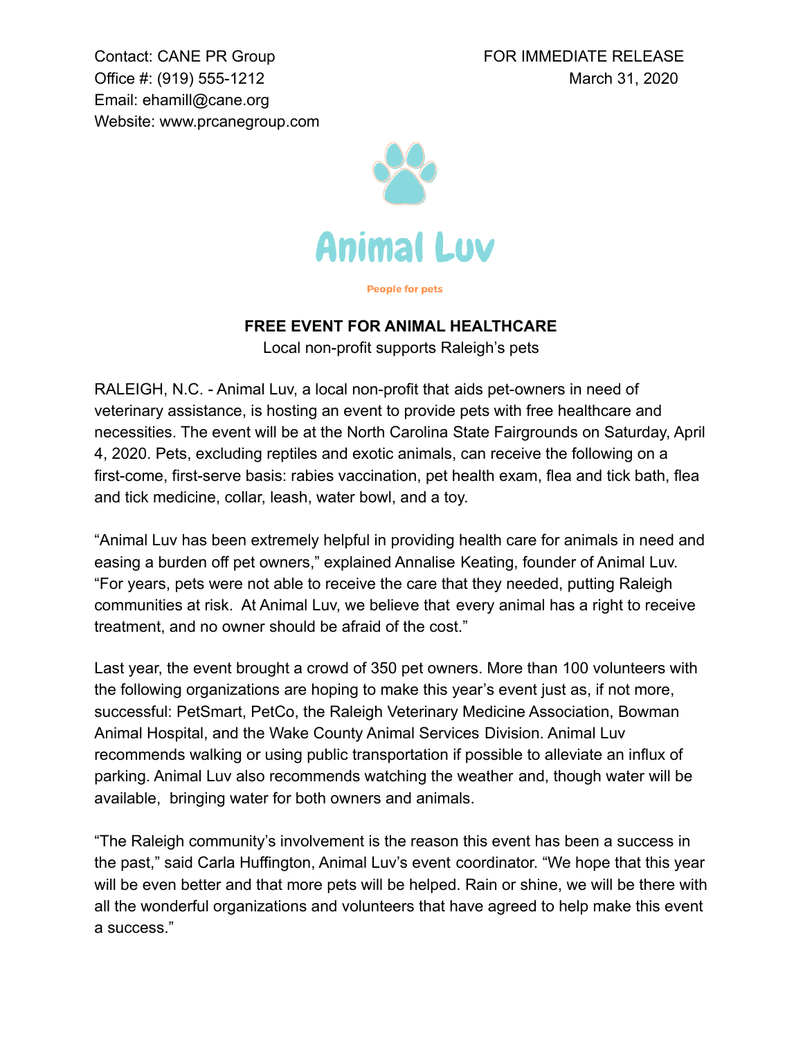Contact: CANE PR Group
Office #: (919) 555-1212
Email: ehamill@cane.org
Website: www.prcanegroup.com

FOR IMMEDIATE RELEASE
March 31, 2020

Animal Luv

People for pets

**FREE EVENT FOR ANIMAL HEALTHCARE**

Local non-profit supports Raleigh's pets

RALEIGH, N.C. - Animal Luv, a local non-profit that aids pet-owners in need of veterinary assistance, is hosting an event to provide pets with free healthcare and necessities. The event will be at the North Carolina State Fairgrounds on Saturday, April 4, 2020. Pets, excluding reptiles and exotic animals, can receive the following on a first-come, first-serve basis: rabies vaccination, pet health exam, flea and tick bath, flea and tick medicine, collar, leash, water bowl, and a toy.

"Animal Luv has been extremely helpful in providing health care for animals in need and easing a burden off pet owners," explained Annalise Keating, founder of Animal Luv. "For years, pets were not able to receive the care that they needed, putting Raleigh communities at risk. At Animal Luv, we believe that every animal has a right to receive treatment, and no owner should be afraid of the cost."

Last year, the event brought a crowd of 350 pet owners. More than 100 volunteers with the following organizations are hoping to make this year's event just as, if not more, successful: PetSmart, PetCo, the Raleigh Veterinary Medicine Association, Bowman Animal Hospital, and the Wake County Animal Services Division. Animal Luv recommends walking or using public transportation if possible to alleviate an influx of parking. Animal Luv also recommends watching the weather and, though water will be available, bringing water for both owners and animals.

"The Raleigh community's involvement is the reason this event has been a success in the past," said Carla Huffington, Animal Luv's event coordinator. "We hope that this year will be even better and that more pets will be helped. Rain or shine, we will be there with all the wonderful organizations and volunteers that have agreed to help make this event a success."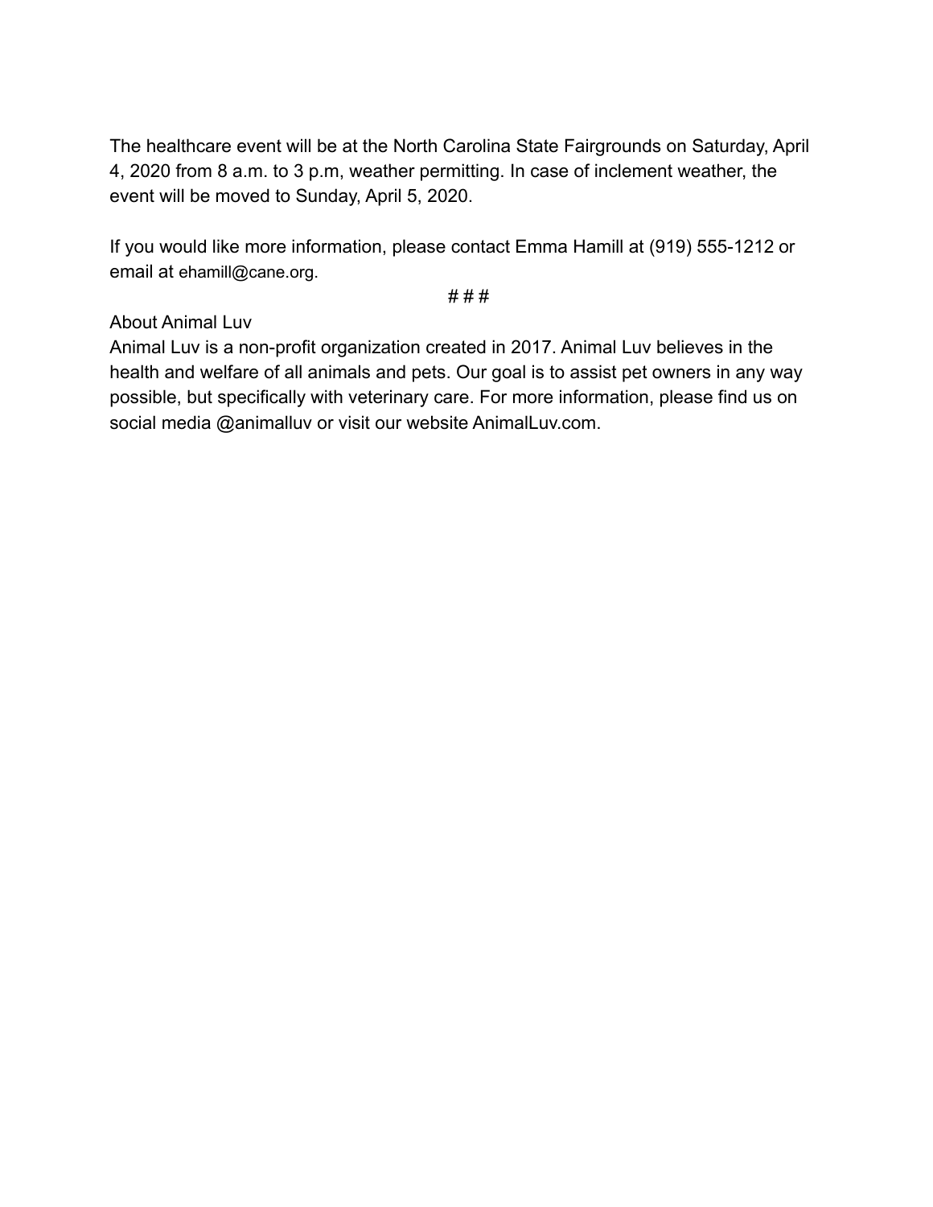The healthcare event will be at the North Carolina State Fairgrounds on Saturday, April 4, 2020 from 8 a.m. to 3 p.m, weather permitting. In case of inclement weather, the event will be moved to Sunday, April 5, 2020.

If you would like more information, please contact Emma Hamill at (919) 555-1212 or email at ehamill@cane.org.

# # #

About Animal Luv

Animal Luv is a non-profit organization created in 2017. Animal Luv believes in the health and welfare of all animals and pets. Our goal is to assist pet owners in any way possible, but specifically with veterinary care. For more information, please find us on social media @animalluv or visit our website AnimalLuv.com.